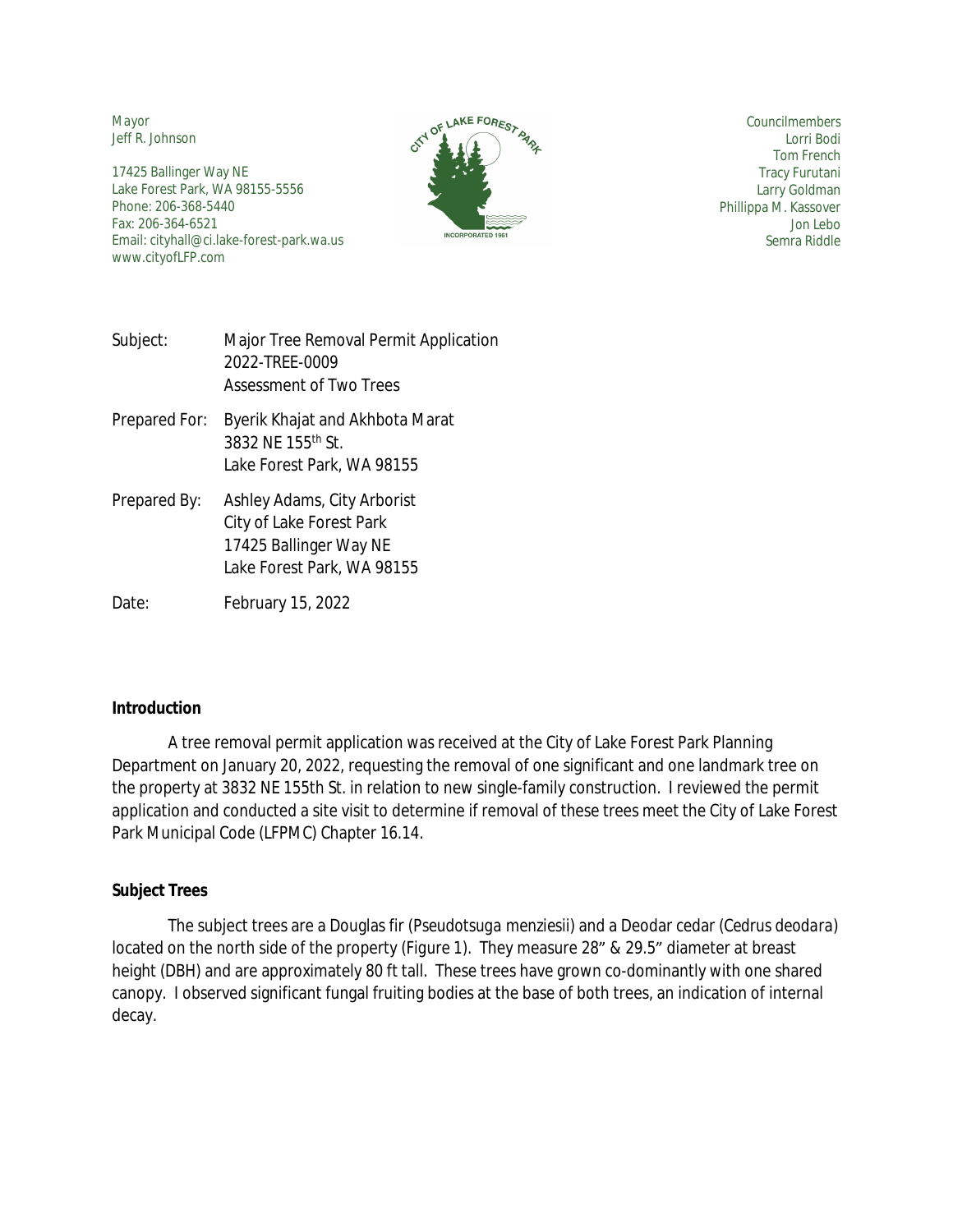Mayor
Jeff R. Johnson

17425 Ballinger Way NE
Lake Forest Park, WA 98155-5556
Phone: 206-368-5440
Fax: 206-364-6521
Email: cityhall@ci.lake-forest-park.wa.us
www.cityofLFP.com

Councilmembers
Lorri Bodi
Tom French
Tracy Furutani
Larry Goldman
Phillippa M. Kassover
Jon Lebo
Semra Riddle

Subject: Major Tree Removal Permit Application
2022-TREE-0009
Assessment of Two Trees

Prepared For: Byerik Khajat and Akhbota Marat
3832 NE 155th St.
Lake Forest Park, WA 98155

Prepared By: Ashley Adams, City Arborist
City of Lake Forest Park
17425 Ballinger Way NE
Lake Forest Park, WA 98155

Date: February 15, 2022

**Introduction**

A tree removal permit application was received at the City of Lake Forest Park Planning Department on January 20, 2022, requesting the removal of one significant and one landmark tree on the property at 3832 NE 155th St. in relation to new single-family construction. I reviewed the permit application and conducted a site visit to determine if removal of these trees meet the City of Lake Forest Park Municipal Code (LFPMC) Chapter 16.14.

**Subject Trees**

The subject trees are a Douglas fir (*Pseudotsuga menziesii*) and a Deodar cedar (*Cedrus deodara*) located on the north side of the property (Figure 1). They measure 28" & 29.5" diameter at breast height (DBH) and are approximately 80 ft tall. These trees have grown co-dominantly with one shared canopy. I observed significant fungal fruiting bodies at the base of both trees, an indication of internal decay.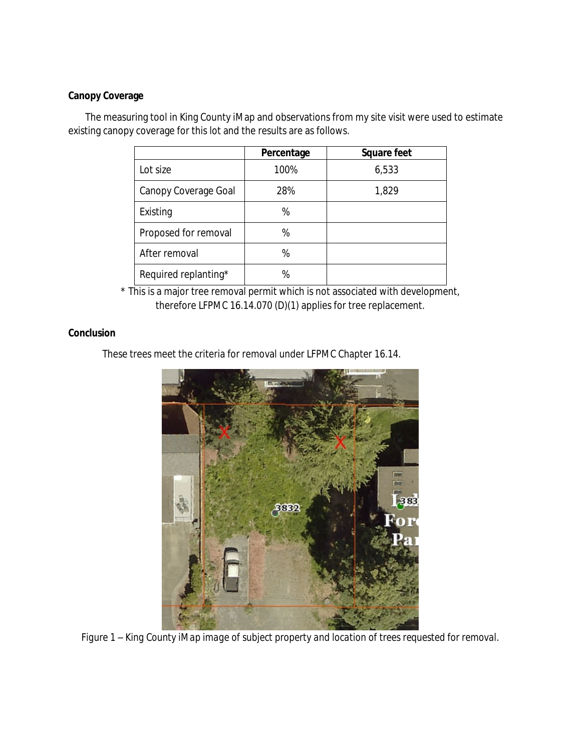**Canopy Coverage**

The measuring tool in King County iMap and observations from my site visit were used to estimate existing canopy coverage for this lot and the results are as follows.

| | Percentage | Square feet |
|---|---|---|
| Lot size | 100% | 6,533 |
| Canopy Coverage Goal | 28% | 1,829 |
| Existing | % | |
| Proposed for removal | % | |
| After removal | % | |
| Required replanting* | % | |

* This is a major tree removal permit which is not associated with development, therefore LFPMC 16.14.070 (D)(1) applies for tree replacement.

**Conclusion**

These trees meet the criteria for removal under LFPMC Chapter 16.14.

*Figure 1 – King County iMap image of subject property and location of trees requested for removal.*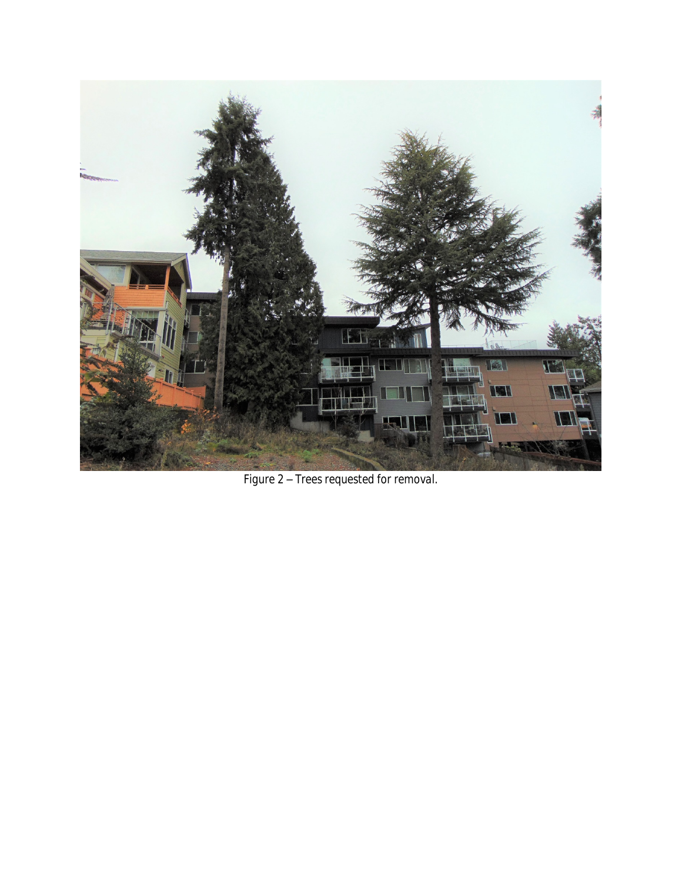Figure 2 – Trees requested for removal.